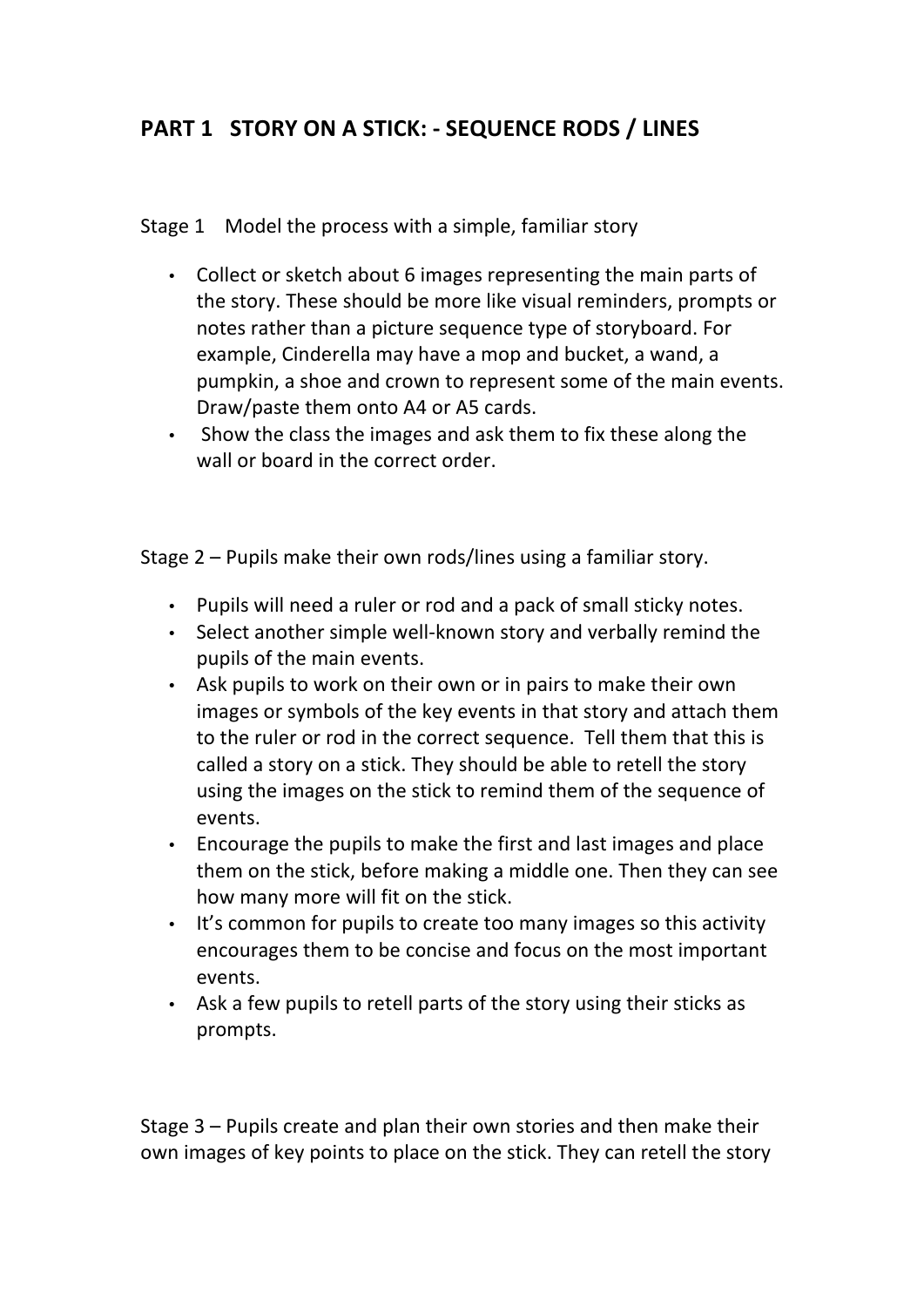# PART 1 STORY ON A STICK: - SEQUENCE RODS / LINES

Stage 1 Model the process with a simple, familiar story

- Collect or sketch about 6 images representing the main parts of the story. These should be more like visual reminders, prompts or notes rather than a picture sequence type of storyboard. For example, Cinderella may have a mop and bucket, a wand, a pumpkin, a shoe and crown to represent some of the main events. Draw/paste them onto A4 or A5 cards.
- Show the class the images and ask them to fix these along the wall or board in the correct order.

Stage 2 – Pupils make their own rods/lines using a familiar story.

- Pupils will need a ruler or rod and a pack of small sticky notes.
- Select another simple well-known story and verbally remind the pupils of the main events.
- Ask pupils to work on their own or in pairs to make their own images or symbols of the key events in that story and attach them to the ruler or rod in the correct sequence. Tell them that this is called a story on a stick. They should be able to retell the story using the images on the stick to remind them of the sequence of events.
- Encourage the pupils to make the first and last images and place them on the stick, before making a middle one. Then they can see how many more will fit on the stick.
- It's common for pupils to create too many images so this activity encourages them to be concise and focus on the most important events.
- Ask a few pupils to retell parts of the story using their sticks as prompts.

Stage 3 – Pupils create and plan their own stories and then make their own images of key points to place on the stick. They can retell the story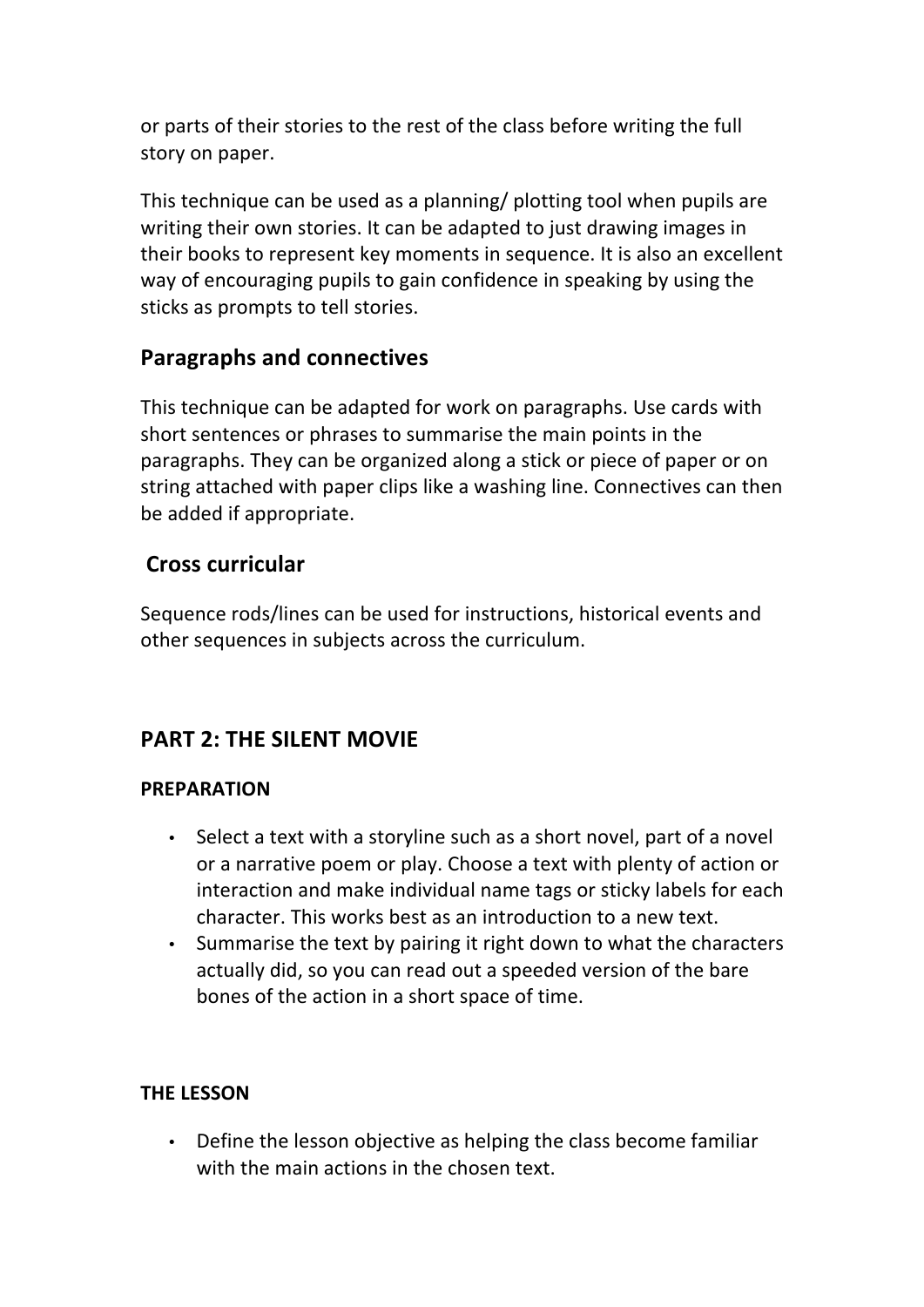or parts of their stories to the rest of the class before writing the full story on paper.

This technique can be used as a planning/ plotting tool when pupils are writing their own stories. It can be adapted to just drawing images in their books to represent key moments in sequence. It is also an excellent way of encouraging pupils to gain confidence in speaking by using the sticks as prompts to tell stories.

### Paragraphs and connectives

This technique can be adapted for work on paragraphs. Use cards with short sentences or phrases to summarise the main points in the paragraphs. They can be organized along a stick or piece of paper or on string attached with paper clips like a washing line. Connectives can then be added if appropriate.

### Cross curricular

Sequence rods/lines can be used for instructions, historical events and other sequences in subjects across the curriculum.

## PART 2: THE SILENT MOVIE

#### PREPARATION

- Select a text with a storyline such as a short novel, part of a novel or a narrative poem or play. Choose a text with plenty of action or interaction and make individual name tags or sticky labels for each character. This works best as an introduction to a new text.
- Summarise the text by pairing it right down to what the characters actually did, so you can read out a speeded version of the bare bones of the action in a short space of time.

#### THE LESSON

- Define the lesson objective as helping the class become familiar with the main actions in the chosen text.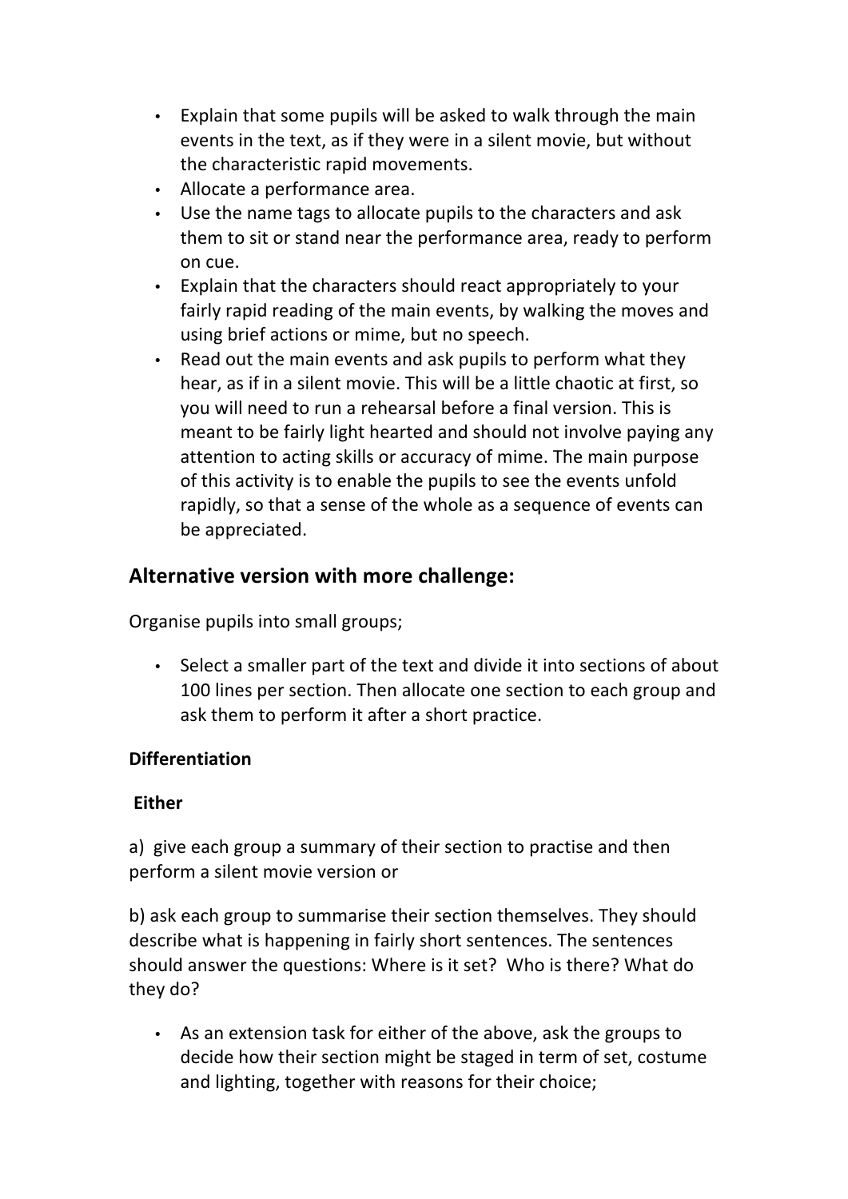- Explain that some pupils will be asked to walk through the main events in the text, as if they were in a silent movie, but without the characteristic rapid movements.
- Allocate a performance area.
- Use the name tags to allocate pupils to the characters and ask them to sit or stand near the performance area, ready to perform on cue.
- Explain that the characters should react appropriately to your fairly rapid reading of the main events, by walking the moves and using brief actions or mime, but no speech.
- Read out the main events and ask pupils to perform what they hear, as if in a silent movie. This will be a little chaotic at first, so you will need to run a rehearsal before a final version. This is meant to be fairly light hearted and should not involve paying any attention to acting skills or accuracy of mime. The main purpose of this activity is to enable the pupils to see the events unfold rapidly, so that a sense of the whole as a sequence of events can be appreciated.

## Alternative version with more challenge:

Organise pupils into small groups;

- Select a smaller part of the text and divide it into sections of about 100 lines per section. Then allocate one section to each group and ask them to perform it after a short practice.

**Differentiation**

**Either**

a) give each group a summary of their section to practise and then perform a silent movie version or

b) ask each group to summarise their section themselves. They should describe what is happening in fairly short sentences. The sentences should answer the questions: Where is it set? Who is there? What do they do?

- As an extension task for either of the above, ask the groups to decide how their section might be staged in term of set, costume and lighting, together with reasons for their choice;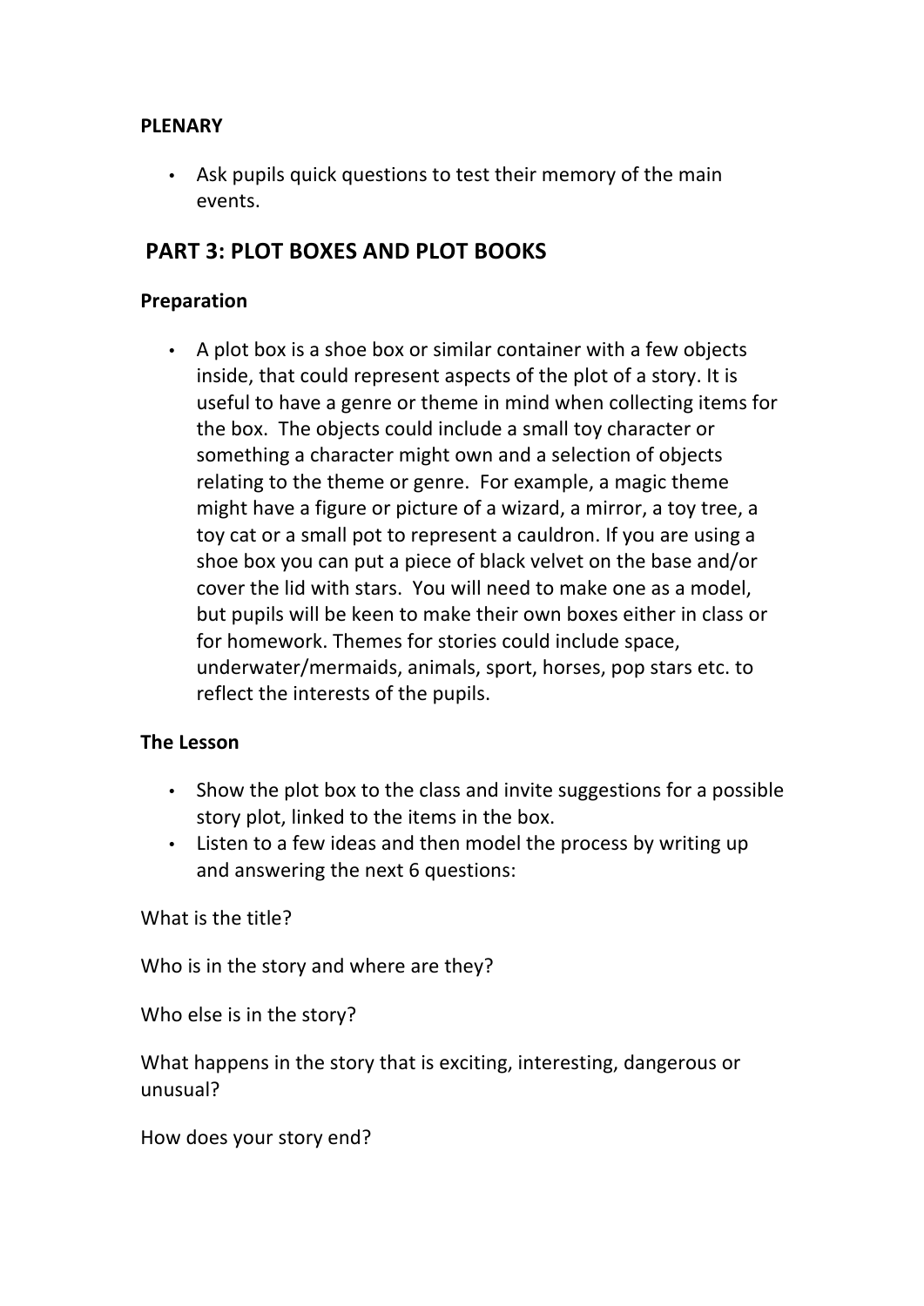**PLENARY**

- Ask pupils quick questions to test their memory of the main events.

## PART 3: PLOT BOXES AND PLOT BOOKS

**Preparation**

- A plot box is a shoe box or similar container with a few objects inside, that could represent aspects of the plot of a story. It is useful to have a genre or theme in mind when collecting items for the box. The objects could include a small toy character or something a character might own and a selection of objects relating to the theme or genre. For example, a magic theme might have a figure or picture of a wizard, a mirror, a toy tree, a toy cat or a small pot to represent a cauldron. If you are using a shoe box you can put a piece of black velvet on the base and/or cover the lid with stars. You will need to make one as a model, but pupils will be keen to make their own boxes either in class or for homework. Themes for stories could include space, underwater/mermaids, animals, sport, horses, pop stars etc. to reflect the interests of the pupils.

**The Lesson**

- Show the plot box to the class and invite suggestions for a possible story plot, linked to the items in the box.
- Listen to a few ideas and then model the process by writing up and answering the next 6 questions:

What is the title?

Who is in the story and where are they?

Who else is in the story?

What happens in the story that is exciting, interesting, dangerous or unusual?

How does your story end?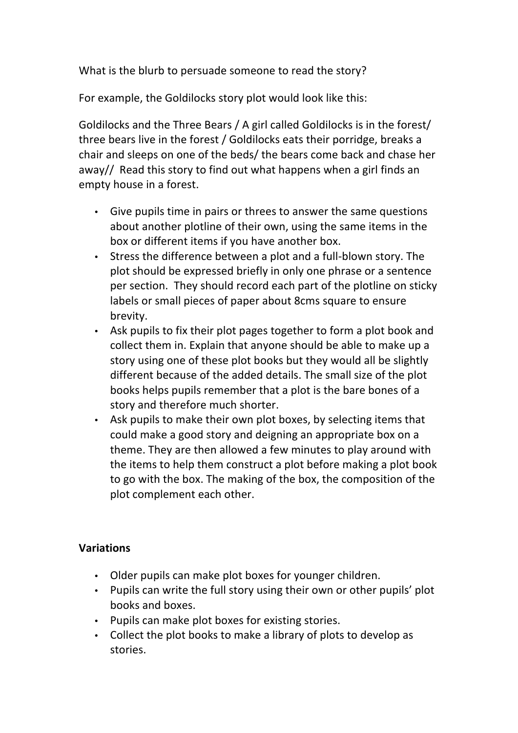What is the blurb to persuade someone to read the story?

For example, the Goldilocks story plot would look like this:

Goldilocks and the Three Bears / A girl called Goldilocks is in the forest/ three bears live in the forest / Goldilocks eats their porridge, breaks a chair and sleeps on one of the beds/ the bears come back and chase her away// Read this story to find out what happens when a girl finds an empty house in a forest.

- Give pupils time in pairs or threes to answer the same questions about another plotline of their own, using the same items in the box or different items if you have another box.
- Stress the difference between a plot and a full-blown story. The plot should be expressed briefly in only one phrase or a sentence per section. They should record each part of the plotline on sticky labels or small pieces of paper about 8cms square to ensure brevity.
- Ask pupils to fix their plot pages together to form a plot book and collect them in. Explain that anyone should be able to make up a story using one of these plot books but they would all be slightly different because of the added details. The small size of the plot books helps pupils remember that a plot is the bare bones of a story and therefore much shorter.
- Ask pupils to make their own plot boxes, by selecting items that could make a good story and deigning an appropriate box on a theme. They are then allowed a few minutes to play around with the items to help them construct a plot before making a plot book to go with the box. The making of the box, the composition of the plot complement each other.

**Variations**

- Older pupils can make plot boxes for younger children.
- Pupils can write the full story using their own or other pupils' plot books and boxes.
- Pupils can make plot boxes for existing stories.
- Collect the plot books to make a library of plots to develop as stories.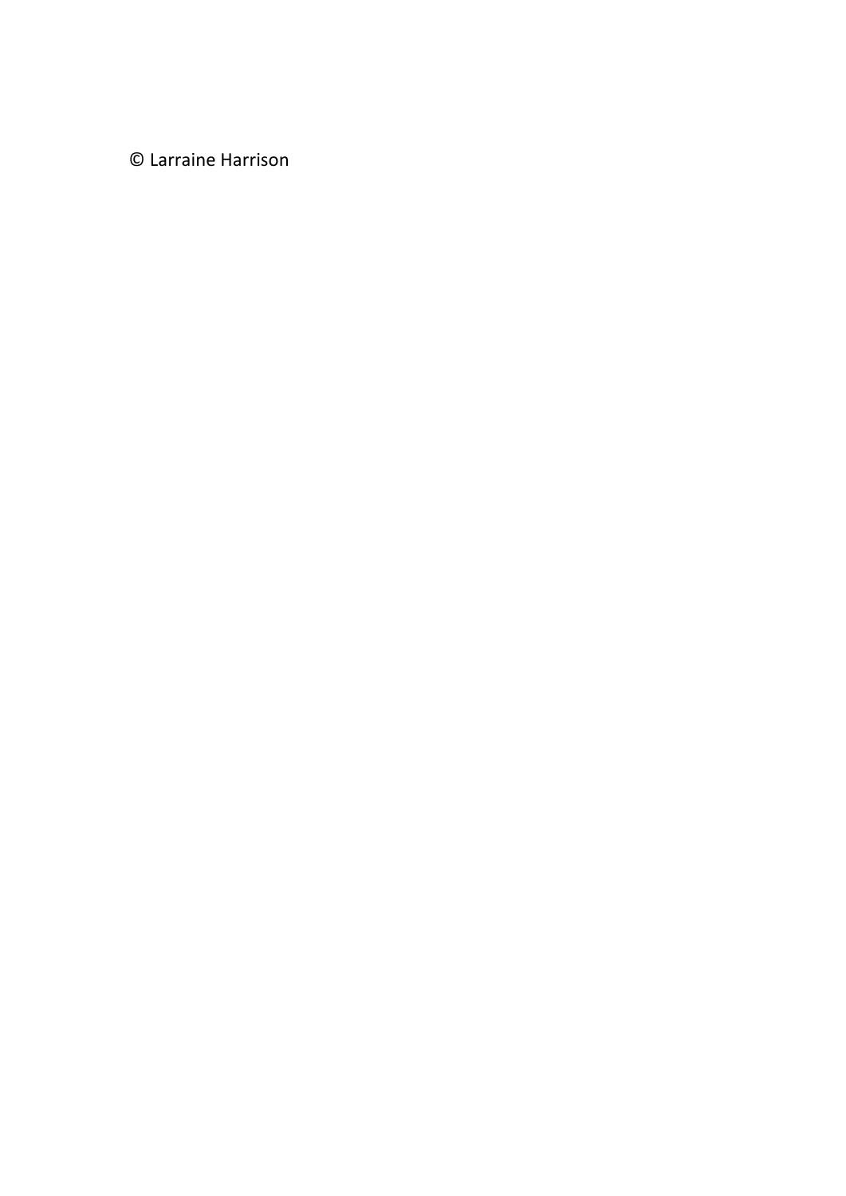© Larraine Harrison